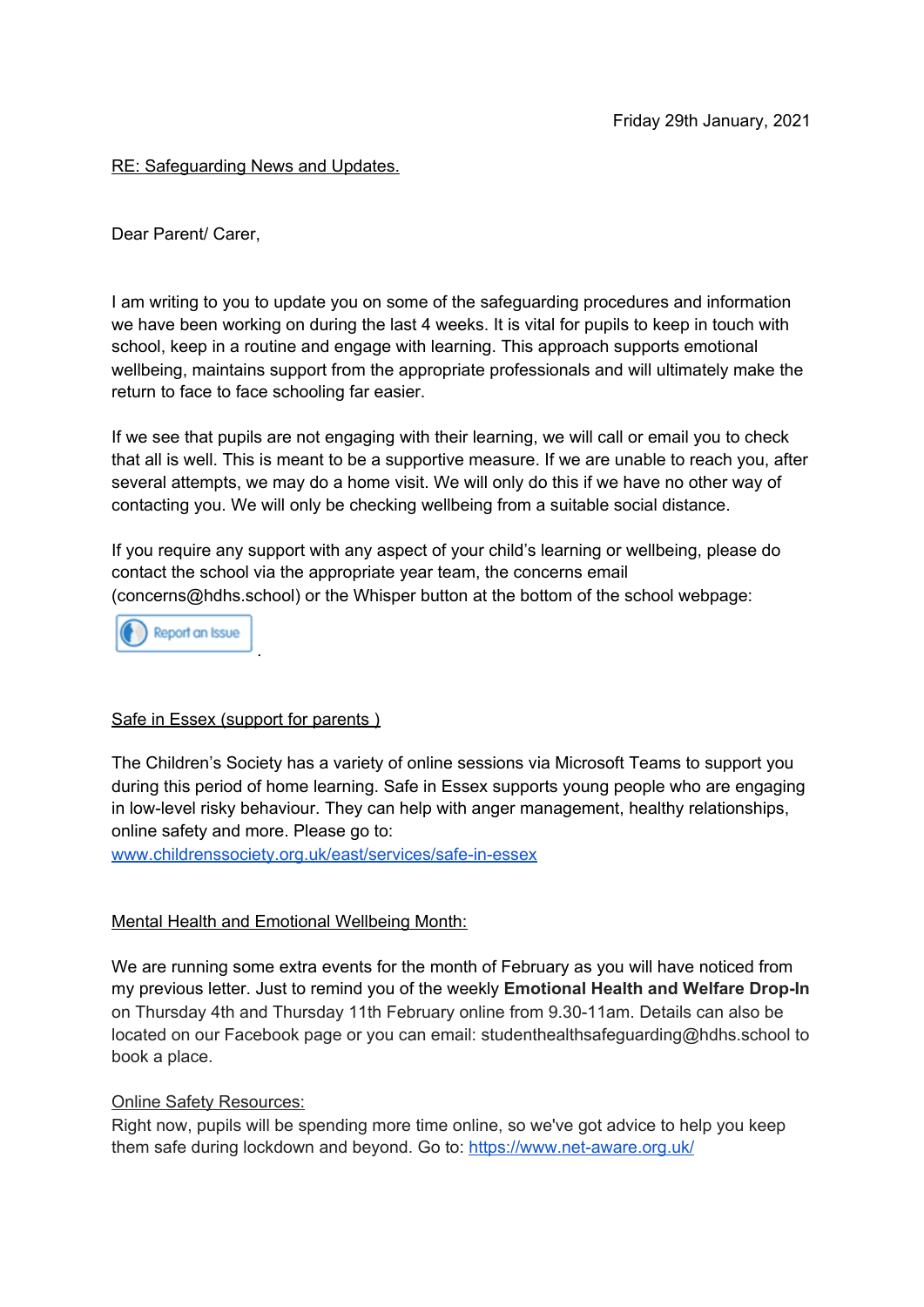Friday 29th January, 2021

RE: Safeguarding News and Updates.

Dear Parent/ Carer,

I am writing to you to update you on some of the safeguarding procedures and information we have been working on during the last 4 weeks. It is vital for pupils to keep in touch with school, keep in a routine and engage with learning. This approach supports emotional wellbeing, maintains support from the appropriate professionals and will ultimately make the return to face to face schooling far easier.

If we see that pupils are not engaging with their learning, we will call or email you to check that all is well. This is meant to be a supportive measure. If we are unable to reach you, after several attempts, we may do a home visit. We will only do this if we have no other way of contacting you. We will only be checking wellbeing from a suitable social distance.

If you require any support with any aspect of your child's learning or wellbeing, please do contact the school via the appropriate year team, the concerns email (concerns@hdhs.school) or the Whisper button at the bottom of the school webpage:

Report an Issue .

Safe in Essex (support for parents )

The Children's Society has a variety of online sessions via Microsoft Teams to support you during this period of home learning. Safe in Essex supports young people who are engaging in low-level risky behaviour. They can help with anger management, healthy relationships, online safety and more. Please go to:
www.childrenssociety.org.uk/east/services/safe-in-essex

Mental Health and Emotional Wellbeing Month:

We are running some extra events for the month of February as you will have noticed from my previous letter. Just to remind you of the weekly **Emotional Health and Welfare Drop-In** on Thursday 4th and Thursday 11th February online from 9.30-11am. Details can also be located on our Facebook page or you can email: studenthealthsafeguarding@hdhs.school to book a place.

Online Safety Resources:
Right now, pupils will be spending more time online, so we've got advice to help you keep them safe during lockdown and beyond. Go to: https://www.net-aware.org.uk/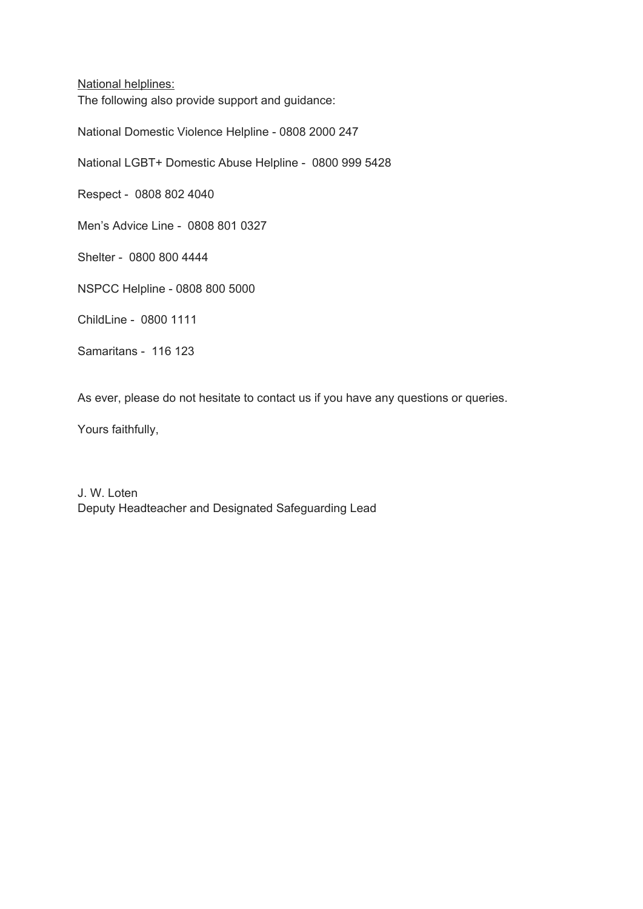<u>National helplines:</u>
The following also provide support and guidance:

National Domestic Violence Helpline - 0808 2000 247

National LGBT+ Domestic Abuse Helpline - 0800 999 5428

Respect - 0808 802 4040

Men's Advice Line - 0808 801 0327

Shelter - 0800 800 4444

NSPCC Helpline - 0808 800 5000

ChildLine - 0800 1111

Samaritans - 116 123

As ever, please do not hesitate to contact us if you have any questions or queries.

Yours faithfully,

J. W. Loten
Deputy Headteacher and Designated Safeguarding Lead